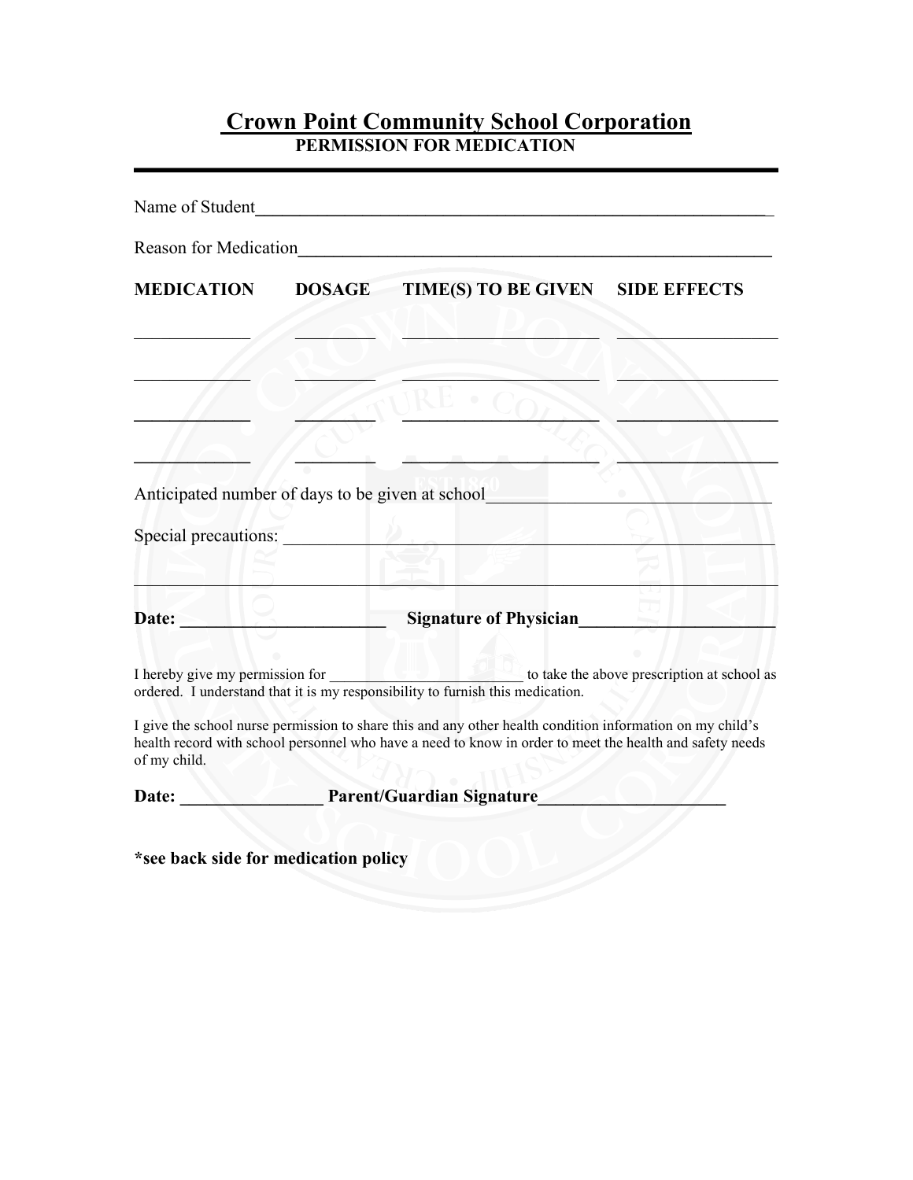# Crown Point Community School Corporation

## PERMISSION FOR MEDICATION

---

Name of Student_______________________________________________________________

Reason for Medication__________________________________________________________

| MEDICATION | DOSAGE | TIME(S) TO BE GIVEN | SIDE EFFECTS |
|---|---|---|---|
| | | | |
| | | | |
| | | | |
| | | | |

Anticipated number of days to be given at school_______________________________

Special precautions: __________________________________________________________

_______________________________________________________________________________

**Date: _______________________ Signature of Physician_____________________**

I hereby give my permission for _________________________ to take the above prescription at school as ordered. I understand that it is my responsibility to furnish this medication.

I give the school nurse permission to share this and any other health condition information on my child's health record with school personnel who have a need to know in order to meet the health and safety needs of my child.

**Date: ________________ Parent/Guardian Signature_____________________**

**\*see back side for medication policy**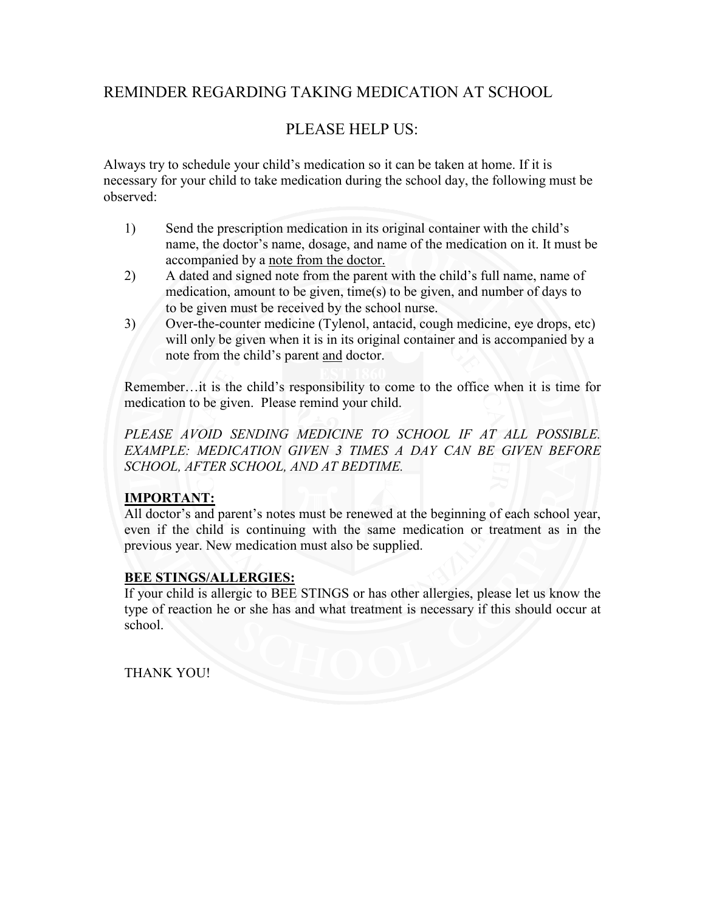## REMINDER REGARDING TAKING MEDICATION AT SCHOOL

## PLEASE HELP US:

Always try to schedule your child's medication so it can be taken at home. If it is necessary for your child to take medication during the school day, the following must be observed:

1) Send the prescription medication in its original container with the child's name, the doctor's name, dosage, and name of the medication on it. It must be accompanied by a <u>note from the doctor.</u>
2) A dated and signed note from the parent with the child's full name, name of medication, amount to be given, time(s) to be given, and number of days to to be given must be received by the school nurse.
3) Over-the-counter medicine (Tylenol, antacid, cough medicine, eye drops, etc) will only be given when it is in its original container and is accompanied by a note from the child's parent <u>and</u> doctor.

Remember…it is the child's responsibility to come to the office when it is time for medication to be given. Please remind your child.

*PLEASE AVOID SENDING MEDICINE TO SCHOOL IF AT ALL POSSIBLE. EXAMPLE: MEDICATION GIVEN 3 TIMES A DAY CAN BE GIVEN BEFORE SCHOOL, AFTER SCHOOL, AND AT BEDTIME.*

**<u>IMPORTANT:</u>**

All doctor's and parent's notes must be renewed at the beginning of each school year, even if the child is continuing with the same medication or treatment as in the previous year. New medication must also be supplied.

**<u>BEE STINGS/ALLERGIES:</u>**

If your child is allergic to BEE STINGS or has other allergies, please let us know the type of reaction he or she has and what treatment is necessary if this should occur at school.

THANK YOU!